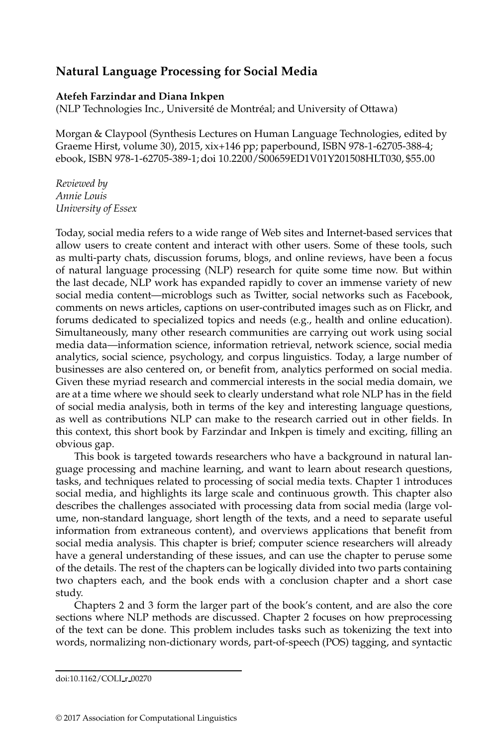## Natural Language Processing for Social Media

**Atefeh Farzindar and Diana Inkpen**
(NLP Technologies Inc., Université de Montréal; and University of Ottawa)

Morgan & Claypool (Synthesis Lectures on Human Language Technologies, edited by Graeme Hirst, volume 30), 2015, xix+146 pp; paperbound, ISBN 978-1-62705-388-4; ebook, ISBN 978-1-62705-389-1; doi 10.2200/S00659ED1V01Y201508HLT030, $55.00

*Reviewed by*
*Annie Louis*
*University of Essex*

Today, social media refers to a wide range of Web sites and Internet-based services that allow users to create content and interact with other users. Some of these tools, such as multi-party chats, discussion forums, blogs, and online reviews, have been a focus of natural language processing (NLP) research for quite some time now. But within the last decade, NLP work has expanded rapidly to cover an immense variety of new social media content—microblogs such as Twitter, social networks such as Facebook, comments on news articles, captions on user-contributed images such as on Flickr, and forums dedicated to specialized topics and needs (e.g., health and online education). Simultaneously, many other research communities are carrying out work using social media data—information science, information retrieval, network science, social media analytics, social science, psychology, and corpus linguistics. Today, a large number of businesses are also centered on, or benefit from, analytics performed on social media. Given these myriad research and commercial interests in the social media domain, we are at a time where we should seek to clearly understand what role NLP has in the field of social media analysis, both in terms of the key and interesting language questions, as well as contributions NLP can make to the research carried out in other fields. In this context, this short book by Farzindar and Inkpen is timely and exciting, filling an obvious gap.

This book is targeted towards researchers who have a background in natural language processing and machine learning, and want to learn about research questions, tasks, and techniques related to processing of social media texts. Chapter 1 introduces social media, and highlights its large scale and continuous growth. This chapter also describes the challenges associated with processing data from social media (large volume, non-standard language, short length of the texts, and a need to separate useful information from extraneous content), and overviews applications that benefit from social media analysis. This chapter is brief; computer science researchers will already have a general understanding of these issues, and can use the chapter to peruse some of the details. The rest of the chapters can be logically divided into two parts containing two chapters each, and the book ends with a conclusion chapter and a short case study.

Chapters 2 and 3 form the larger part of the book's content, and are also the core sections where NLP methods are discussed. Chapter 2 focuses on how preprocessing of the text can be done. This problem includes tasks such as tokenizing the text into words, normalizing non-dictionary words, part-of-speech (POS) tagging, and syntactic

doi:10.1162/COLI_r_00270

© 2017 Association for Computational Linguistics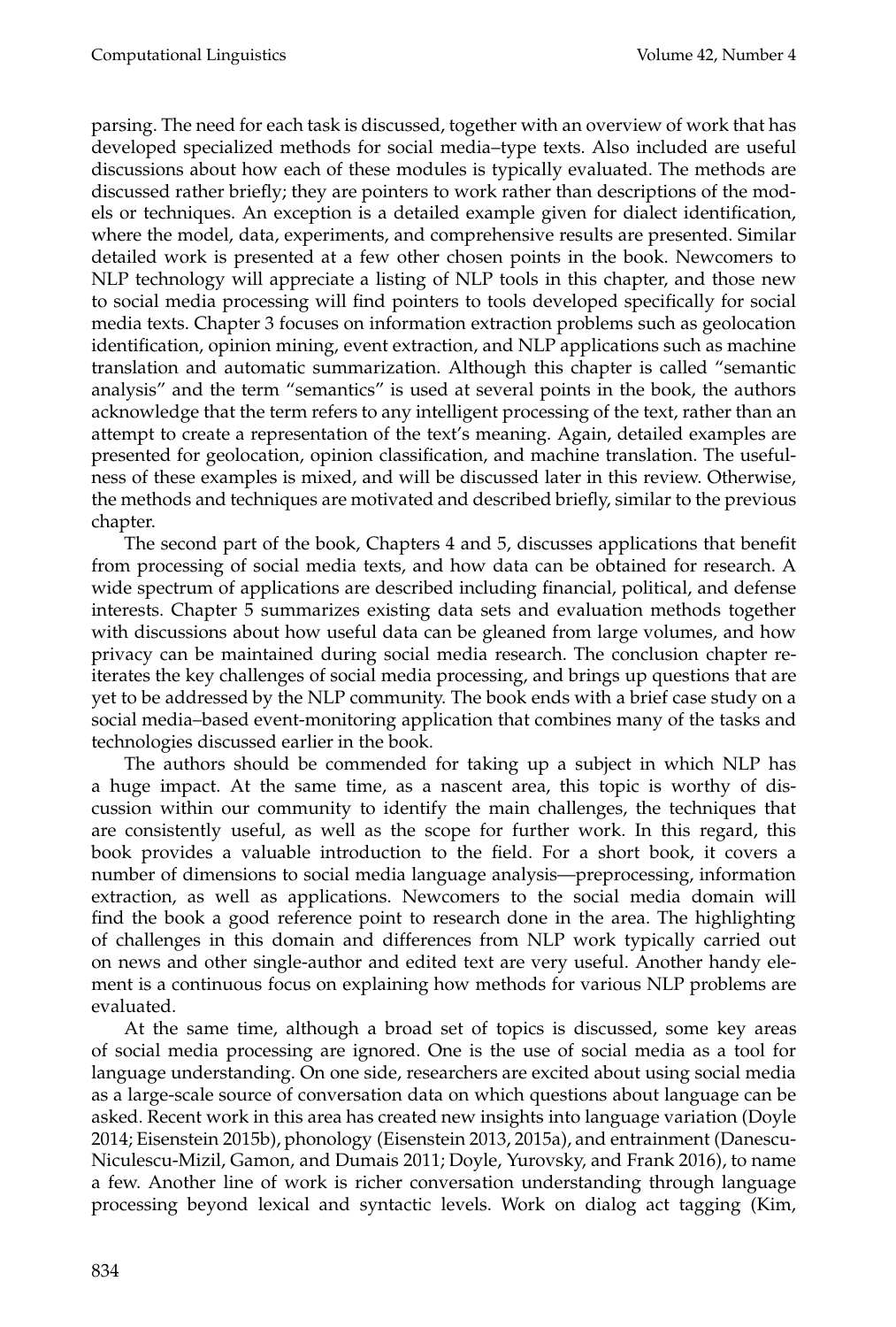parsing. The need for each task is discussed, together with an overview of work that has developed specialized methods for social media–type texts. Also included are useful discussions about how each of these modules is typically evaluated. The methods are discussed rather briefly; they are pointers to work rather than descriptions of the models or techniques. An exception is a detailed example given for dialect identification, where the model, data, experiments, and comprehensive results are presented. Similar detailed work is presented at a few other chosen points in the book. Newcomers to NLP technology will appreciate a listing of NLP tools in this chapter, and those new to social media processing will find pointers to tools developed specifically for social media texts. Chapter 3 focuses on information extraction problems such as geolocation identification, opinion mining, event extraction, and NLP applications such as machine translation and automatic summarization. Although this chapter is called "semantic analysis" and the term "semantics" is used at several points in the book, the authors acknowledge that the term refers to any intelligent processing of the text, rather than an attempt to create a representation of the text's meaning. Again, detailed examples are presented for geolocation, opinion classification, and machine translation. The usefulness of these examples is mixed, and will be discussed later in this review. Otherwise, the methods and techniques are motivated and described briefly, similar to the previous chapter.

The second part of the book, Chapters 4 and 5, discusses applications that benefit from processing of social media texts, and how data can be obtained for research. A wide spectrum of applications are described including financial, political, and defense interests. Chapter 5 summarizes existing data sets and evaluation methods together with discussions about how useful data can be gleaned from large volumes, and how privacy can be maintained during social media research. The conclusion chapter reiterates the key challenges of social media processing, and brings up questions that are yet to be addressed by the NLP community. The book ends with a brief case study on a social media–based event-monitoring application that combines many of the tasks and technologies discussed earlier in the book.

The authors should be commended for taking up a subject in which NLP has a huge impact. At the same time, as a nascent area, this topic is worthy of discussion within our community to identify the main challenges, the techniques that are consistently useful, as well as the scope for further work. In this regard, this book provides a valuable introduction to the field. For a short book, it covers a number of dimensions to social media language analysis—preprocessing, information extraction, as well as applications. Newcomers to the social media domain will find the book a good reference point to research done in the area. The highlighting of challenges in this domain and differences from NLP work typically carried out on news and other single-author and edited text are very useful. Another handy element is a continuous focus on explaining how methods for various NLP problems are evaluated.

At the same time, although a broad set of topics is discussed, some key areas of social media processing are ignored. One is the use of social media as a tool for language understanding. On one side, researchers are excited about using social media as a large-scale source of conversation data on which questions about language can be asked. Recent work in this area has created new insights into language variation (Doyle 2014; Eisenstein 2015b), phonology (Eisenstein 2013, 2015a), and entrainment (Danescu-Niculescu-Mizil, Gamon, and Dumais 2011; Doyle, Yurovsky, and Frank 2016), to name a few. Another line of work is richer conversation understanding through language processing beyond lexical and syntactic levels. Work on dialog act tagging (Kim,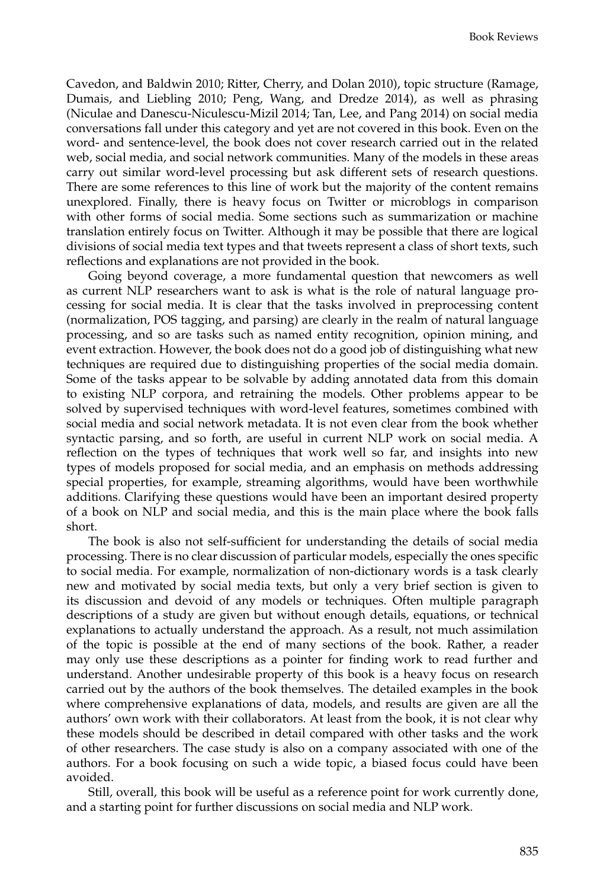Cavedon, and Baldwin 2010; Ritter, Cherry, and Dolan 2010), topic structure (Ramage, Dumais, and Liebling 2010; Peng, Wang, and Dredze 2014), as well as phrasing (Niculae and Danescu-Niculescu-Mizil 2014; Tan, Lee, and Pang 2014) on social media conversations fall under this category and yet are not covered in this book. Even on the word- and sentence-level, the book does not cover research carried out in the related web, social media, and social network communities. Many of the models in these areas carry out similar word-level processing but ask different sets of research questions. There are some references to this line of work but the majority of the content remains unexplored. Finally, there is heavy focus on Twitter or microblogs in comparison with other forms of social media. Some sections such as summarization or machine translation entirely focus on Twitter. Although it may be possible that there are logical divisions of social media text types and that tweets represent a class of short texts, such reflections and explanations are not provided in the book.

Going beyond coverage, a more fundamental question that newcomers as well as current NLP researchers want to ask is what is the role of natural language processing for social media. It is clear that the tasks involved in preprocessing content (normalization, POS tagging, and parsing) are clearly in the realm of natural language processing, and so are tasks such as named entity recognition, opinion mining, and event extraction. However, the book does not do a good job of distinguishing what new techniques are required due to distinguishing properties of the social media domain. Some of the tasks appear to be solvable by adding annotated data from this domain to existing NLP corpora, and retraining the models. Other problems appear to be solved by supervised techniques with word-level features, sometimes combined with social media and social network metadata. It is not even clear from the book whether syntactic parsing, and so forth, are useful in current NLP work on social media. A reflection on the types of techniques that work well so far, and insights into new types of models proposed for social media, and an emphasis on methods addressing special properties, for example, streaming algorithms, would have been worthwhile additions. Clarifying these questions would have been an important desired property of a book on NLP and social media, and this is the main place where the book falls short.

The book is also not self-sufficient for understanding the details of social media processing. There is no clear discussion of particular models, especially the ones specific to social media. For example, normalization of non-dictionary words is a task clearly new and motivated by social media texts, but only a very brief section is given to its discussion and devoid of any models or techniques. Often multiple paragraph descriptions of a study are given but without enough details, equations, or technical explanations to actually understand the approach. As a result, not much assimilation of the topic is possible at the end of many sections of the book. Rather, a reader may only use these descriptions as a pointer for finding work to read further and understand. Another undesirable property of this book is a heavy focus on research carried out by the authors of the book themselves. The detailed examples in the book where comprehensive explanations of data, models, and results are given are all the authors' own work with their collaborators. At least from the book, it is not clear why these models should be described in detail compared with other tasks and the work of other researchers. The case study is also on a company associated with one of the authors. For a book focusing on such a wide topic, a biased focus could have been avoided.

Still, overall, this book will be useful as a reference point for work currently done, and a starting point for further discussions on social media and NLP work.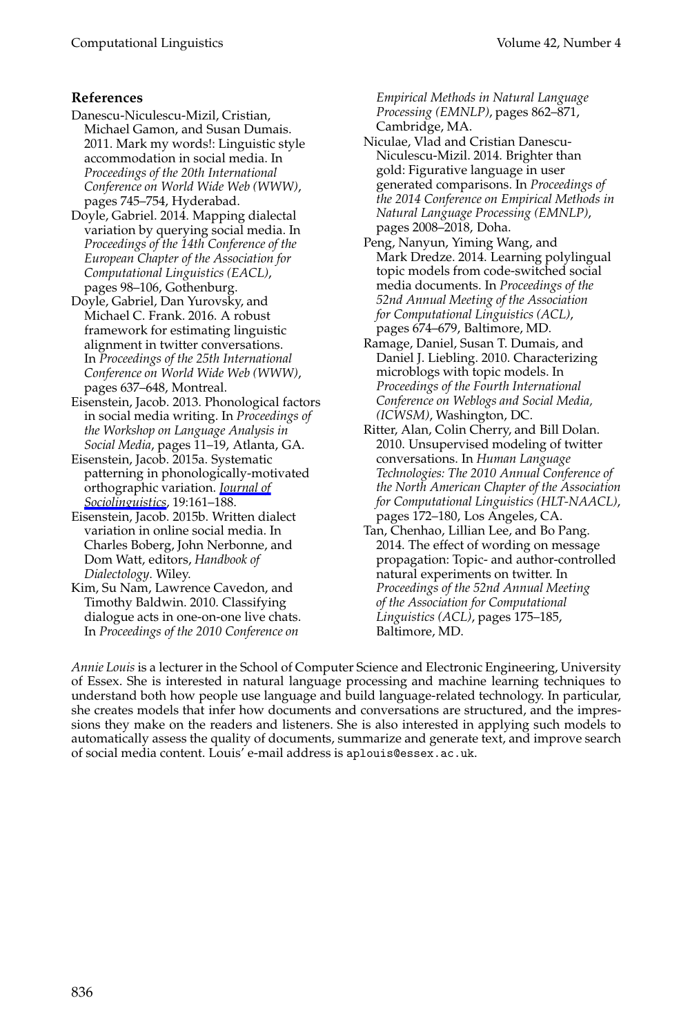## References

Danescu-Niculescu-Mizil, Cristian, Michael Gamon, and Susan Dumais. 2011. Mark my words!: Linguistic style accommodation in social media. In *Proceedings of the 20th International Conference on World Wide Web (WWW)*, pages 745–754, Hyderabad.

Doyle, Gabriel. 2014. Mapping dialectal variation by querying social media. In *Proceedings of the 14th Conference of the European Chapter of the Association for Computational Linguistics (EACL)*, pages 98–106, Gothenburg.

Doyle, Gabriel, Dan Yurovsky, and Michael C. Frank. 2016. A robust framework for estimating linguistic alignment in twitter conversations. In *Proceedings of the 25th International Conference on World Wide Web (WWW)*, pages 637–648, Montreal.

Eisenstein, Jacob. 2013. Phonological factors in social media writing. In *Proceedings of the Workshop on Language Analysis in Social Media*, pages 11–19, Atlanta, GA.

Eisenstein, Jacob. 2015a. Systematic patterning in phonologically-motivated orthographic variation. *Journal of Sociolinguistics*, 19:161–188.

Eisenstein, Jacob. 2015b. Written dialect variation in online social media. In Charles Boberg, John Nerbonne, and Dom Watt, editors, *Handbook of Dialectology*. Wiley.

Kim, Su Nam, Lawrence Cavedon, and Timothy Baldwin. 2010. Classifying dialogue acts in one-on-one live chats. In *Proceedings of the 2010 Conference on Empirical Methods in Natural Language Processing (EMNLP)*, pages 862–871, Cambridge, MA.

Niculae, Vlad and Cristian Danescu-Niculescu-Mizil. 2014. Brighter than gold: Figurative language in user generated comparisons. In *Proceedings of the 2014 Conference on Empirical Methods in Natural Language Processing (EMNLP)*, pages 2008–2018, Doha.

Peng, Nanyun, Yiming Wang, and Mark Dredze. 2014. Learning polylingual topic models from code-switched social media documents. In *Proceedings of the 52nd Annual Meeting of the Association for Computational Linguistics (ACL)*, pages 674–679, Baltimore, MD.

Ramage, Daniel, Susan T. Dumais, and Daniel J. Liebling. 2010. Characterizing microblogs with topic models. In *Proceedings of the Fourth International Conference on Weblogs and Social Media, (ICWSM)*, Washington, DC.

Ritter, Alan, Colin Cherry, and Bill Dolan. 2010. Unsupervised modeling of twitter conversations. In *Human Language Technologies: The 2010 Annual Conference of the North American Chapter of the Association for Computational Linguistics (HLT-NAACL)*, pages 172–180, Los Angeles, CA.

Tan, Chenhao, Lillian Lee, and Bo Pang. 2014. The effect of wording on message propagation: Topic- and author-controlled natural experiments on twitter. In *Proceedings of the 52nd Annual Meeting of the Association for Computational Linguistics (ACL)*, pages 175–185, Baltimore, MD.

*Annie Louis* is a lecturer in the School of Computer Science and Electronic Engineering, University of Essex. She is interested in natural language processing and machine learning techniques to understand both how people use language and build language-related technology. In particular, she creates models that infer how documents and conversations are structured, and the impressions they make on the readers and listeners. She is also interested in applying such models to automatically assess the quality of documents, summarize and generate text, and improve search of social media content. Louis' e-mail address is aplouis@essex.ac.uk.